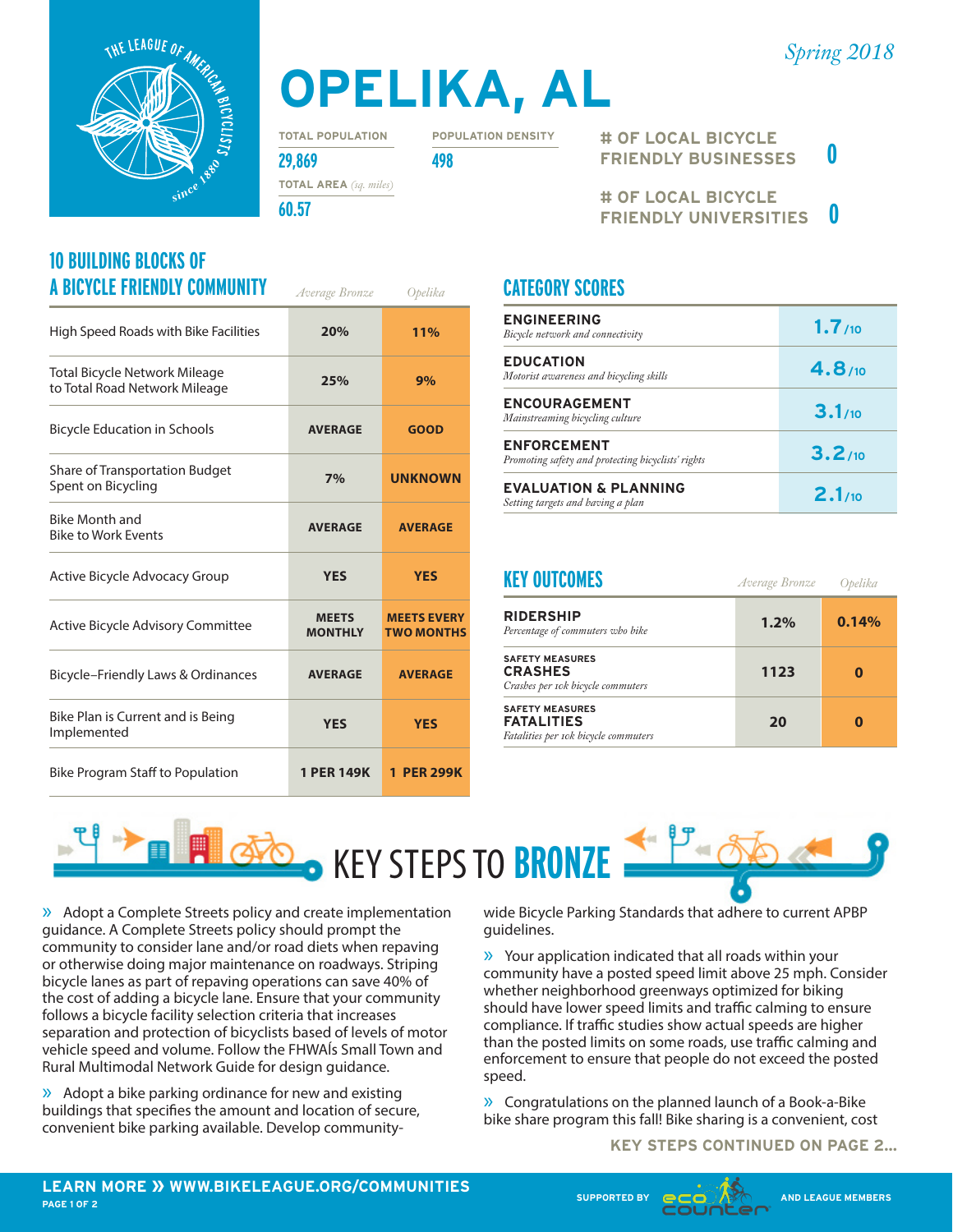Spring 2018

# OPELIKA, AL

| TOTAL POPULATION | POPULATION DENSITY |
|---|---|
| 29,869 | 498 |

TOTAL AREA *(sq. miles)*
60.57

**# OF LOCAL BICYCLE FRIENDLY BUSINESSES** 0

**# OF LOCAL BICYCLE FRIENDLY UNIVERSITIES** 0

## 10 BUILDING BLOCKS OF A BICYCLE FRIENDLY COMMUNITY

| | *Average Bronze* | *Opelika* |
|---|---|---|
| High Speed Roads with Bike Facilities | 20% | 11% |
| Total Bicycle Network Mileage to Total Road Network Mileage | 25% | 9% |
| Bicycle Education in Schools | AVERAGE | GOOD |
| Share of Transportation Budget Spent on Bicycling | 7% | UNKNOWN |
| Bike Month and Bike to Work Events | AVERAGE | AVERAGE |
| Active Bicycle Advocacy Group | YES | YES |
| Active Bicycle Advisory Committee | MEETS MONTHLY | MEETS EVERY TWO MONTHS |
| Bicycle–Friendly Laws & Ordinances | AVERAGE | AVERAGE |
| Bike Plan is Current and is Being Implemented | YES | YES |
| Bike Program Staff to Population | 1 PER 149K | 1 PER 299K |

## CATEGORY SCORES

| Category | Score |
|---|---|
| **ENGINEERING** *Bicycle network and connectivity* | 1.7/10 |
| **EDUCATION** *Motorist awareness and bicycling skills* | 4.8/10 |
| **ENCOURAGEMENT** *Mainstreaming bicycling culture* | 3.1/10 |
| **ENFORCEMENT** *Promoting safety and protecting bicyclists' rights* | 3.2/10 |
| **EVALUATION & PLANNING** *Setting targets and having a plan* | 2.1/10 |

## KEY OUTCOMES

| | *Average Bronze* | *Opelika* |
|---|---|---|
| **RIDERSHIP** *Percentage of commuters who bike* | 1.2% | 0.14% |
| SAFETY MEASURES **CRASHES** *Crashes per 10k bicycle commuters* | 1123 | 0 |
| SAFETY MEASURES **FATALITIES** *Fatalities per 10k bicycle commuters* | 20 | 0 |

## KEY STEPS TO BRONZE

» Adopt a Complete Streets policy and create implementation guidance. A Complete Streets policy should prompt the community to consider lane and/or road diets when repaving or otherwise doing major maintenance on roadways. Striping bicycle lanes as part of repaving operations can save 40% of the cost of adding a bicycle lane. Ensure that your community follows a bicycle facility selection criteria that increases separation and protection of bicyclists based of levels of motor vehicle speed and volume. Follow the FHWAÍs Small Town and Rural Multimodal Network Guide for design guidance.

» Adopt a bike parking ordinance for new and existing buildings that specifies the amount and location of secure, convenient bike parking available. Develop community-wide Bicycle Parking Standards that adhere to current APBP guidelines.

» Your application indicated that all roads within your community have a posted speed limit above 25 mph. Consider whether neighborhood greenways optimized for biking should have lower speed limits and traffic calming to ensure compliance. If traffic studies show actual speeds are higher than the posted limits on some roads, use traffic calming and enforcement to ensure that people do not exceed the posted speed.

» Congratulations on the planned launch of a Book-a-Bike bike share program this fall! Bike sharing is a convenient, cost

KEY STEPS CONTINUED ON PAGE 2...

LEARN MORE » WWW.BIKELEAGUE.ORG/COMMUNITIES

SUPPORTED BY eco counter AND LEAGUE MEMBERS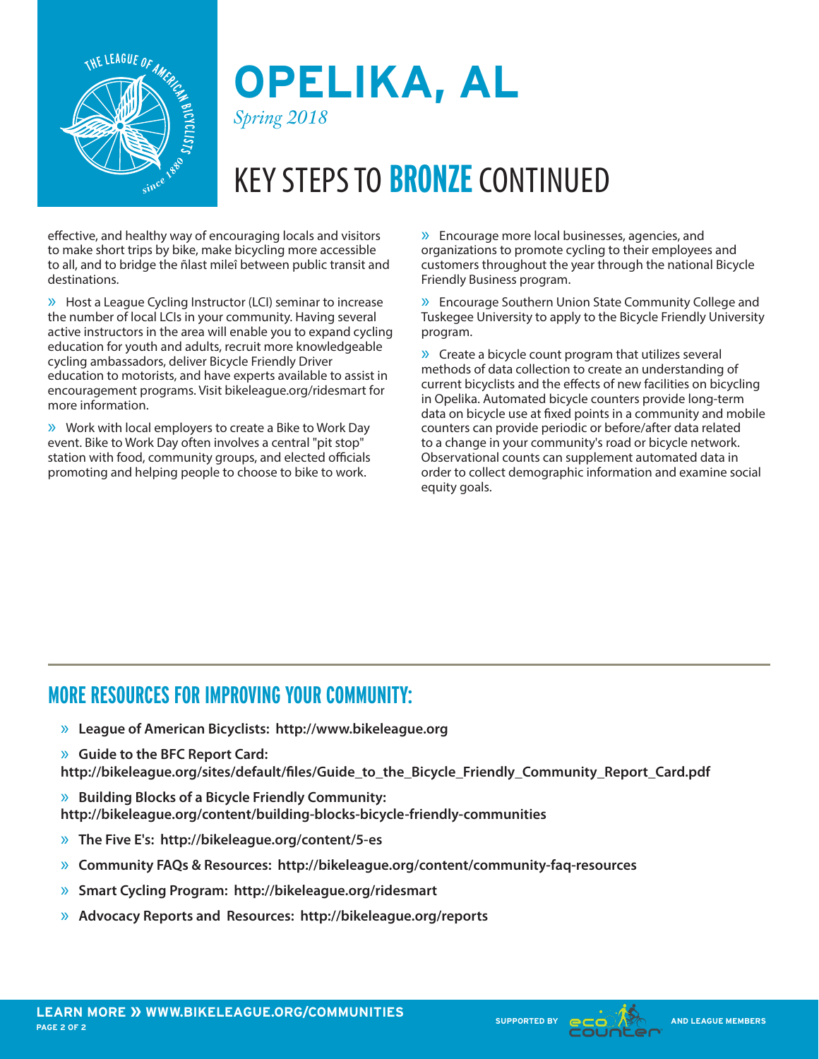# OPELIKA, AL

*Spring 2018*

## KEY STEPS TO BRONZE CONTINUED

effective, and healthy way of encouraging locals and visitors to make short trips by bike, make bicycling more accessible to all, and to bridge the ñlast mileî between public transit and destinations.

» Host a League Cycling Instructor (LCI) seminar to increase the number of local LCIs in your community. Having several active instructors in the area will enable you to expand cycling education for youth and adults, recruit more knowledgeable cycling ambassadors, deliver Bicycle Friendly Driver education to motorists, and have experts available to assist in encouragement programs. Visit bikeleague.org/ridesmart for more information.

» Work with local employers to create a Bike to Work Day event. Bike to Work Day often involves a central "pit stop" station with food, community groups, and elected officials promoting and helping people to choose to bike to work.

» Encourage more local businesses, agencies, and organizations to promote cycling to their employees and customers throughout the year through the national Bicycle Friendly Business program.

» Encourage Southern Union State Community College and Tuskegee University to apply to the Bicycle Friendly University program.

» Create a bicycle count program that utilizes several methods of data collection to create an understanding of current bicyclists and the effects of new facilities on bicycling in Opelika. Automated bicycle counters provide long-term data on bicycle use at fixed points in a community and mobile counters can provide periodic or before/after data related to a change in your community's road or bicycle network. Observational counts can supplement automated data in order to collect demographic information and examine social equity goals.

## MORE RESOURCES FOR IMPROVING YOUR COMMUNITY:

» **League of American Bicyclists: http://www.bikeleague.org**

» **Guide to the BFC Report Card: http://bikeleague.org/sites/default/files/Guide_to_the_Bicycle_Friendly_Community_Report_Card.pdf**

» **Building Blocks of a Bicycle Friendly Community: http://bikeleague.org/content/building-blocks-bicycle-friendly-communities**

» **The Five E's: http://bikeleague.org/content/5-es**

» **Community FAQs & Resources: http://bikeleague.org/content/community-faq-resources**

» **Smart Cycling Program: http://bikeleague.org/ridesmart**

» **Advocacy Reports and Resources: http://bikeleague.org/reports**

**LEARN MORE » WWW.BIKELEAGUE.ORG/COMMUNITIES**

SUPPORTED BY eco counter AND LEAGUE MEMBERS